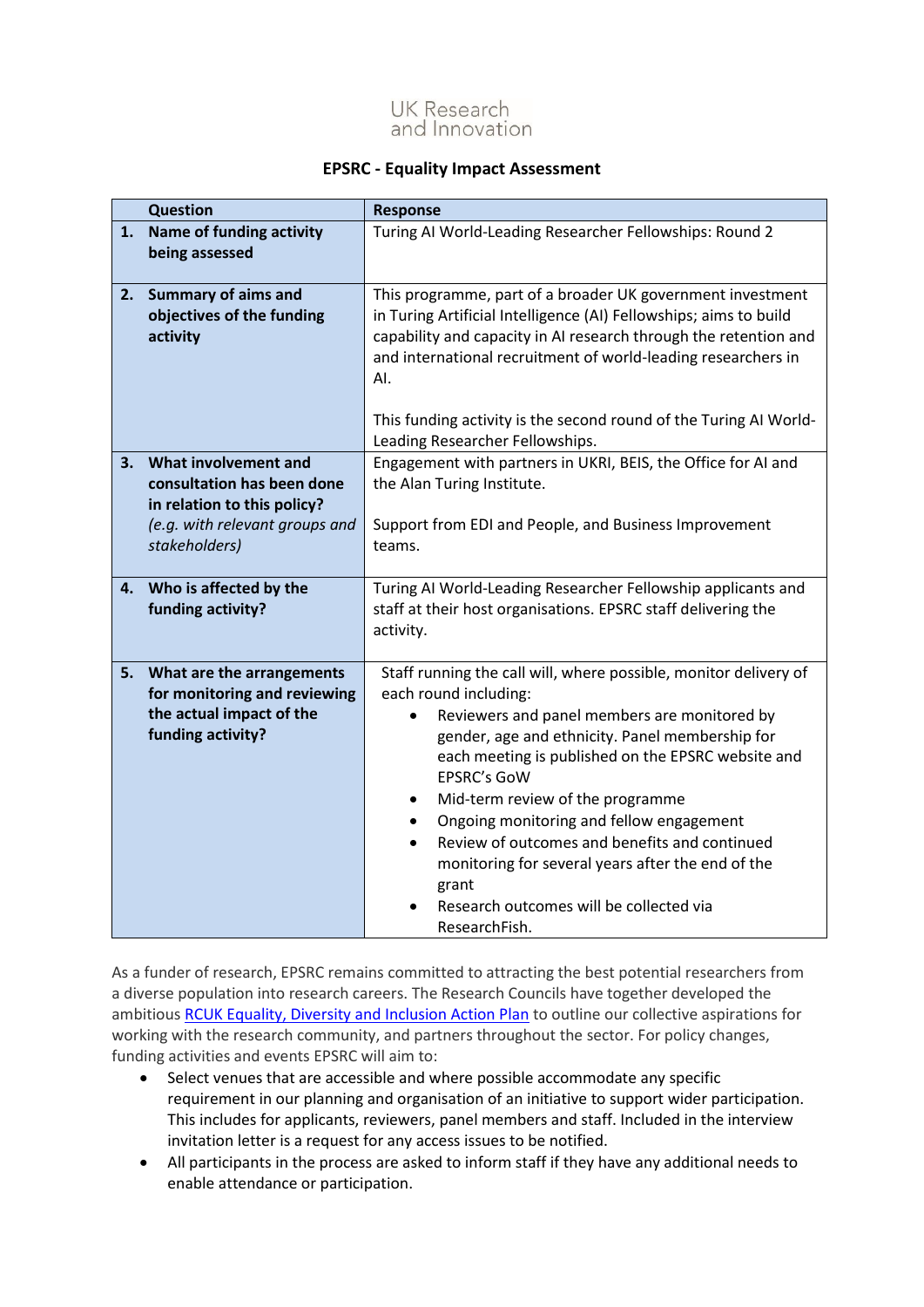UK Research and Innovation

# EPSRC - Equality Impact Assessment

| | Question | Response |
|---|---|---|
| 1. | **Name of funding activity being assessed** | Turing AI World-Leading Researcher Fellowships: Round 2 |
| 2. | **Summary of aims and objectives of the funding activity** | This programme, part of a broader UK government investment in Turing Artificial Intelligence (AI) Fellowships; aims to build capability and capacity in AI research through the retention and and international recruitment of world-leading researchers in AI.<br><br>This funding activity is the second round of the Turing AI World-Leading Researcher Fellowships. |
| 3. | **What involvement and consultation has been done in relation to this policy?** *(e.g. with relevant groups and stakeholders)* | Engagement with partners in UKRI, BEIS, the Office for AI and the Alan Turing Institute.<br><br>Support from EDI and People, and Business Improvement teams. |
| 4. | **Who is affected by the funding activity?** | Turing AI World-Leading Researcher Fellowship applicants and staff at their host organisations. EPSRC staff delivering the activity. |
| 5. | **What are the arrangements for monitoring and reviewing the actual impact of the funding activity?** | Staff running the call will, where possible, monitor delivery of each round including:<br>• Reviewers and panel members are monitored by gender, age and ethnicity. Panel membership for each meeting is published on the EPSRC website and EPSRC's GoW<br>• Mid-term review of the programme<br>• Ongoing monitoring and fellow engagement<br>• Review of outcomes and benefits and continued monitoring for several years after the end of the grant<br>• Research outcomes will be collected via ResearchFish. |

As a funder of research, EPSRC remains committed to attracting the best potential researchers from a diverse population into research careers. The Research Councils have together developed the ambitious RCUK Equality, Diversity and Inclusion Action Plan to outline our collective aspirations for working with the research community, and partners throughout the sector. For policy changes, funding activities and events EPSRC will aim to:

- Select venues that are accessible and where possible accommodate any specific requirement in our planning and organisation of an initiative to support wider participation. This includes for applicants, reviewers, panel members and staff. Included in the interview invitation letter is a request for any access issues to be notified.
- All participants in the process are asked to inform staff if they have any additional needs to enable attendance or participation.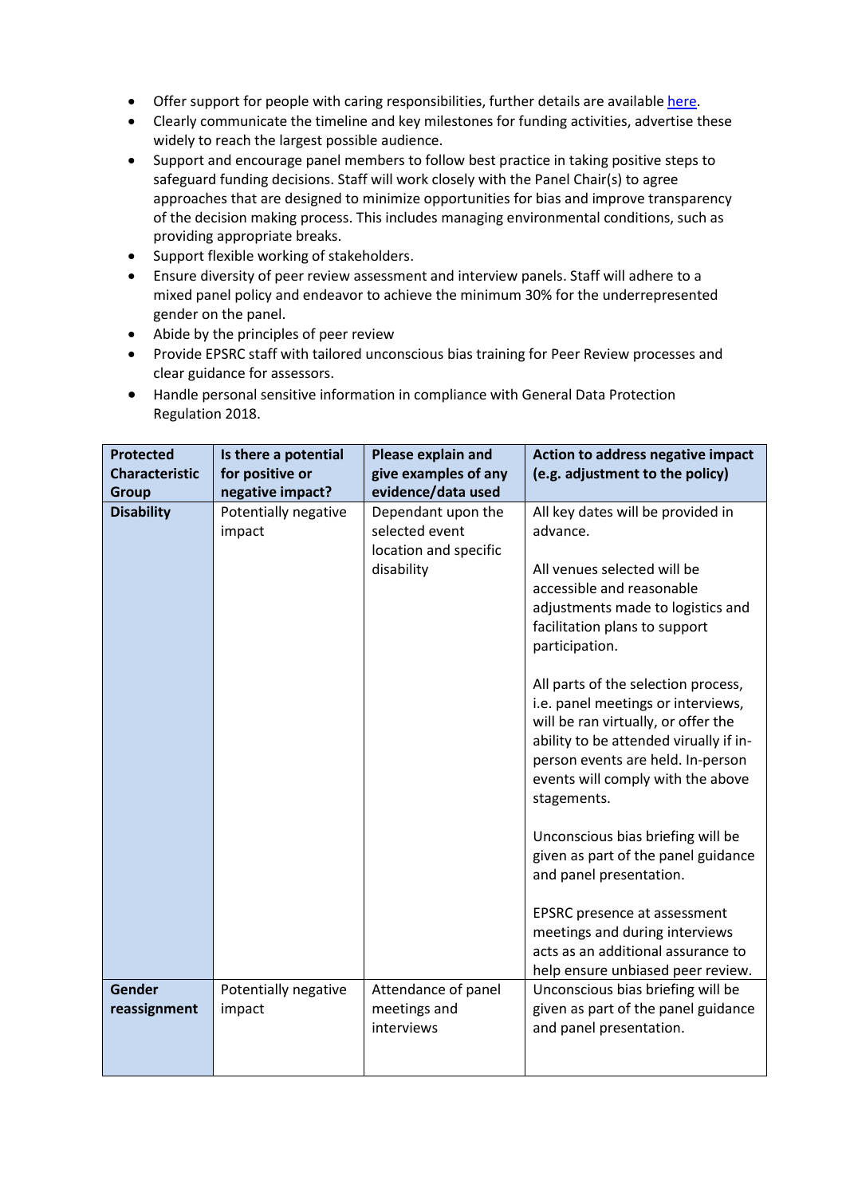- Offer support for people with caring responsibilities, further details are available [here](#).
- Clearly communicate the timeline and key milestones for funding activities, advertise these widely to reach the largest possible audience.
- Support and encourage panel members to follow best practice in taking positive steps to safeguard funding decisions. Staff will work closely with the Panel Chair(s) to agree approaches that are designed to minimize opportunities for bias and improve transparency of the decision making process. This includes managing environmental conditions, such as providing appropriate breaks.
- Support flexible working of stakeholders.
- Ensure diversity of peer review assessment and interview panels. Staff will adhere to a mixed panel policy and endeavor to achieve the minimum 30% for the underrepresented gender on the panel.
- Abide by the principles of peer review
- Provide EPSRC staff with tailored unconscious bias training for Peer Review processes and clear guidance for assessors.
- Handle personal sensitive information in compliance with General Data Protection Regulation 2018.

| Protected Characteristic Group | Is there a potential for positive or negative impact? | Please explain and give examples of any evidence/data used | Action to address negative impact (e.g. adjustment to the policy) |
|---|---|---|---|
| **Disability** | Potentially negative impact | Dependant upon the selected event location and specific disability | All key dates will be provided in advance.<br><br>All venues selected will be accessible and reasonable adjustments made to logistics and facilitation plans to support participation.<br><br>All parts of the selection process, i.e. panel meetings or interviews, will be ran virtually, or offer the ability to be attended virally if in-person events are held. In-person events will comply with the above stagements.<br><br>Unconscious bias briefing will be given as part of the panel guidance and panel presentation.<br><br>EPSRC presence at assessment meetings and during interviews acts as an additional assurance to help ensure unbiased peer review. |
| **Gender reassignment** | Potentially negative impact | Attendance of panel meetings and interviews | Unconscious bias briefing will be given as part of the panel guidance and panel presentation. |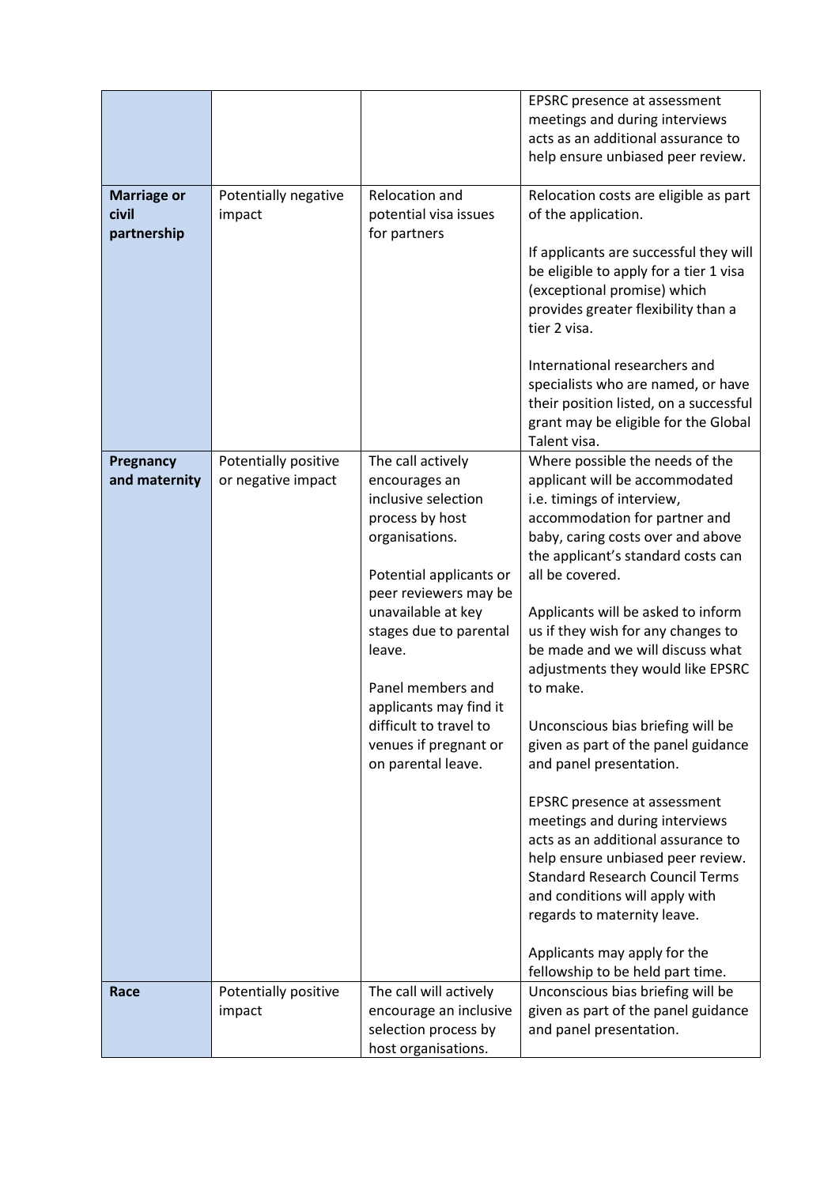| | | | |
|---|---|---|---|
| | | | EPSRC presence at assessment meetings and during interviews acts as an additional assurance to help ensure unbiased peer review. |
| **Marriage or civil partnership** | Potentially negative impact | Relocation and potential visa issues for partners | Relocation costs are eligible as part of the application.<br><br>If applicants are successful they will be eligible to apply for a tier 1 visa (exceptional promise) which provides greater flexibility than a tier 2 visa.<br><br>International researchers and specialists who are named, or have their position listed, on a successful grant may be eligible for the Global Talent visa. |
| **Pregnancy and maternity** | Potentially positive or negative impact | The call actively encourages an inclusive selection process by host organisations.<br><br>Potential applicants or peer reviewers may be unavailable at key stages due to parental leave.<br><br>Panel members and applicants may find it difficult to travel to venues if pregnant or on parental leave. | Where possible the needs of the applicant will be accommodated i.e. timings of interview, accommodation for partner and baby, caring costs over and above the applicant's standard costs can all be covered.<br><br>Applicants will be asked to inform us if they wish for any changes to be made and we will discuss what adjustments they would like EPSRC to make.<br><br>Unconscious bias briefing will be given as part of the panel guidance and panel presentation.<br><br>EPSRC presence at assessment meetings and during interviews acts as an additional assurance to help ensure unbiased peer review. Standard Research Council Terms and conditions will apply with regards to maternity leave.<br><br>Applicants may apply for the fellowship to be held part time. |
| **Race** | Potentially positive impact | The call will actively encourage an inclusive selection process by host organisations. | Unconscious bias briefing will be given as part of the panel guidance and panel presentation. |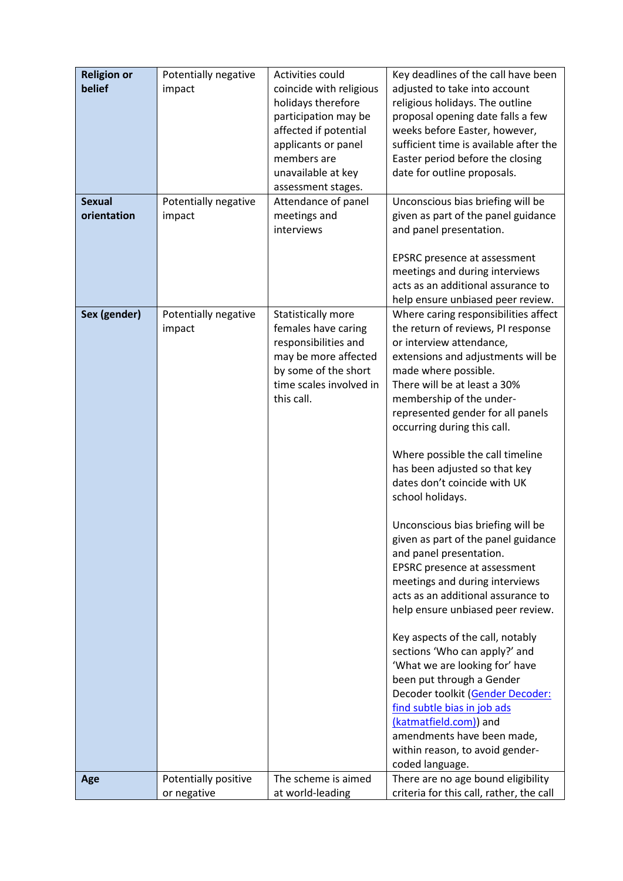| **Religion or belief** | Potentially negative impact | Activities could coincide with religious holidays therefore participation may be affected if potential applicants or panel members are unavailable at key assessment stages. | Key deadlines of the call have been adjusted to take into account religious holidays. The outline proposal opening date falls a few weeks before Easter, however, sufficient time is available after the Easter period before the closing date for outline proposals. |
|---|---|---|---|
| **Sexual orientation** | Potentially negative impact | Attendance of panel meetings and interviews | Unconscious bias briefing will be given as part of the panel guidance and panel presentation.<br><br>EPSRC presence at assessment meetings and during interviews acts as an additional assurance to help ensure unbiased peer review. |
| **Sex (gender)** | Potentially negative impact | Statistically more females have caring responsibilities and may be more affected by some of the short time scales involved in this call. | Where caring responsibilities affect the return of reviews, PI response or interview attendance, extensions and adjustments will be made where possible.<br>There will be at least a 30% membership of the under-represented gender for all panels occurring during this call.<br><br>Where possible the call timeline has been adjusted so that key dates don't coincide with UK school holidays.<br><br>Unconscious bias briefing will be given as part of the panel guidance and panel presentation.<br>EPSRC presence at assessment meetings and during interviews acts as an additional assurance to help ensure unbiased peer review.<br><br>Key aspects of the call, notably sections 'Who can apply?' and 'What we are looking for' have been put through a Gender Decoder toolkit ([Gender Decoder: find subtle bias in job ads (katmatfield.com)]()) and amendments have been made, within reason, to avoid gender-coded language. |
| **Age** | Potentially positive or negative | The scheme is aimed at world-leading | There are no age bound eligibility criteria for this call, rather, the call |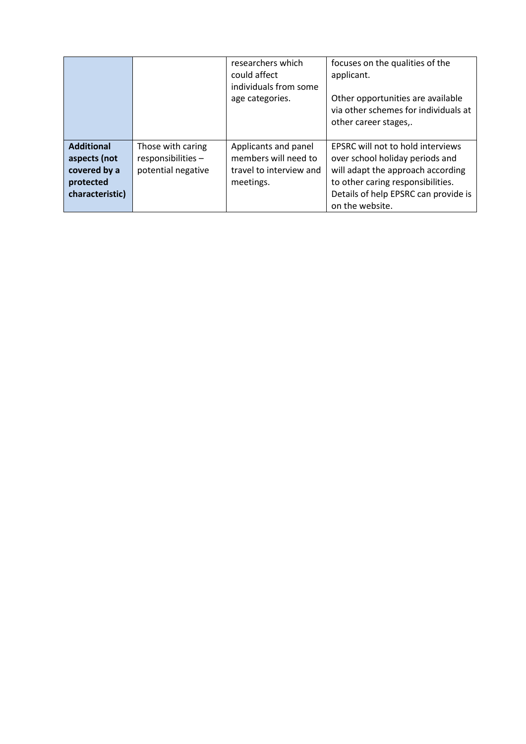| | | | |
|---|---|---|---|
| | | researchers which could affect individuals from some age categories. | focuses on the qualities of the applicant.<br><br>Other opportunities are available via other schemes for individuals at other career stages,. |
| **Additional aspects (not covered by a protected characteristic)** | Those with caring responsibilities – potential negative | Applicants and panel members will need to travel to interview and meetings. | EPSRC will not to hold interviews over school holiday periods and will adapt the approach according to other caring responsibilities. Details of help EPSRC can provide is on the website. |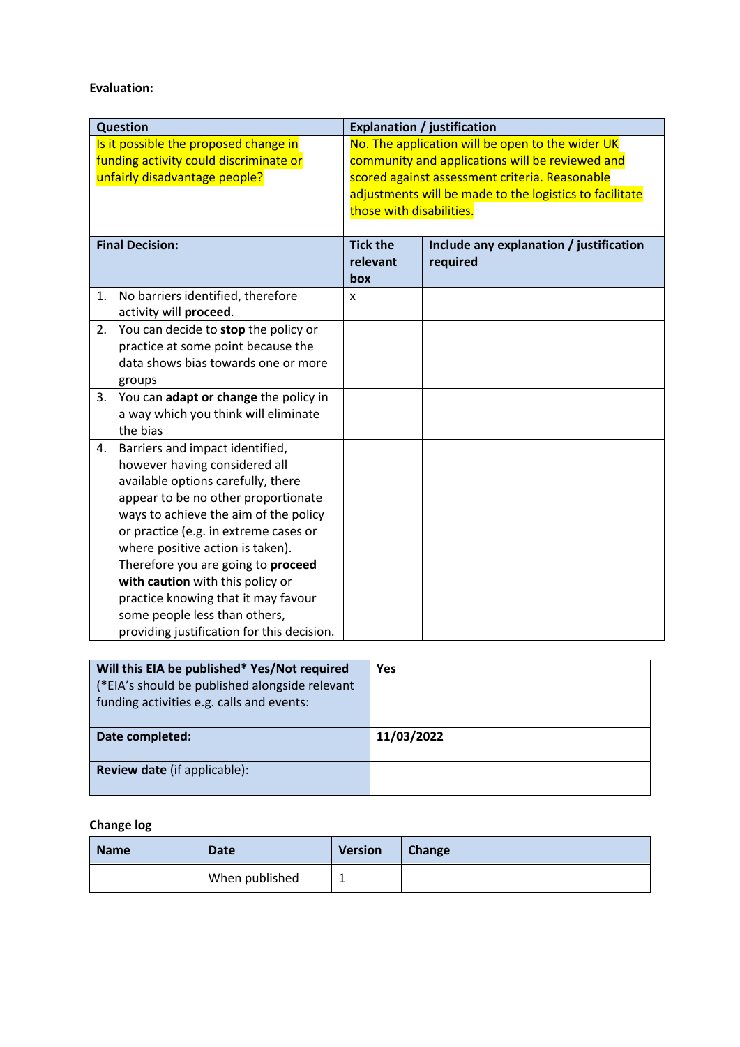**Evaluation:**

| Question | Explanation / justification | |
|---|---|---|
| Is it possible the proposed change in funding activity could discriminate or unfairly disadvantage people? | No. The application will be open to the wider UK community and applications will be reviewed and scored against assessment criteria. Reasonable adjustments will be made to the logistics to facilitate those with disabilities. | |
| **Final Decision:** | **Tick the relevant box** | **Include any explanation / justification required** |
| 1. No barriers identified, therefore activity will **proceed**. | x | |
| 2. You can decide to **stop** the policy or practice at some point because the data shows bias towards one or more groups | | |
| 3. You can **adapt or change** the policy in a way which you think will eliminate the bias | | |
| 4. Barriers and impact identified, however having considered all available options carefully, there appear to be no other proportionate ways to achieve the aim of the policy or practice (e.g. in extreme cases or where positive action is taken). Therefore you are going to **proceed with caution** with this policy or practice knowing that it may favour some people less than others, providing justification for this decision. | | |

| | |
|---|---|
| **Will this EIA be published\* Yes/Not required** (\*EIA's should be published alongside relevant funding activities e.g. calls and events: | **Yes** |
| **Date completed:** | **11/03/2022** |
| **Review date** (if applicable): | |

**Change log**

| Name | Date | Version | Change |
|---|---|---|---|
| | When published | 1 | |